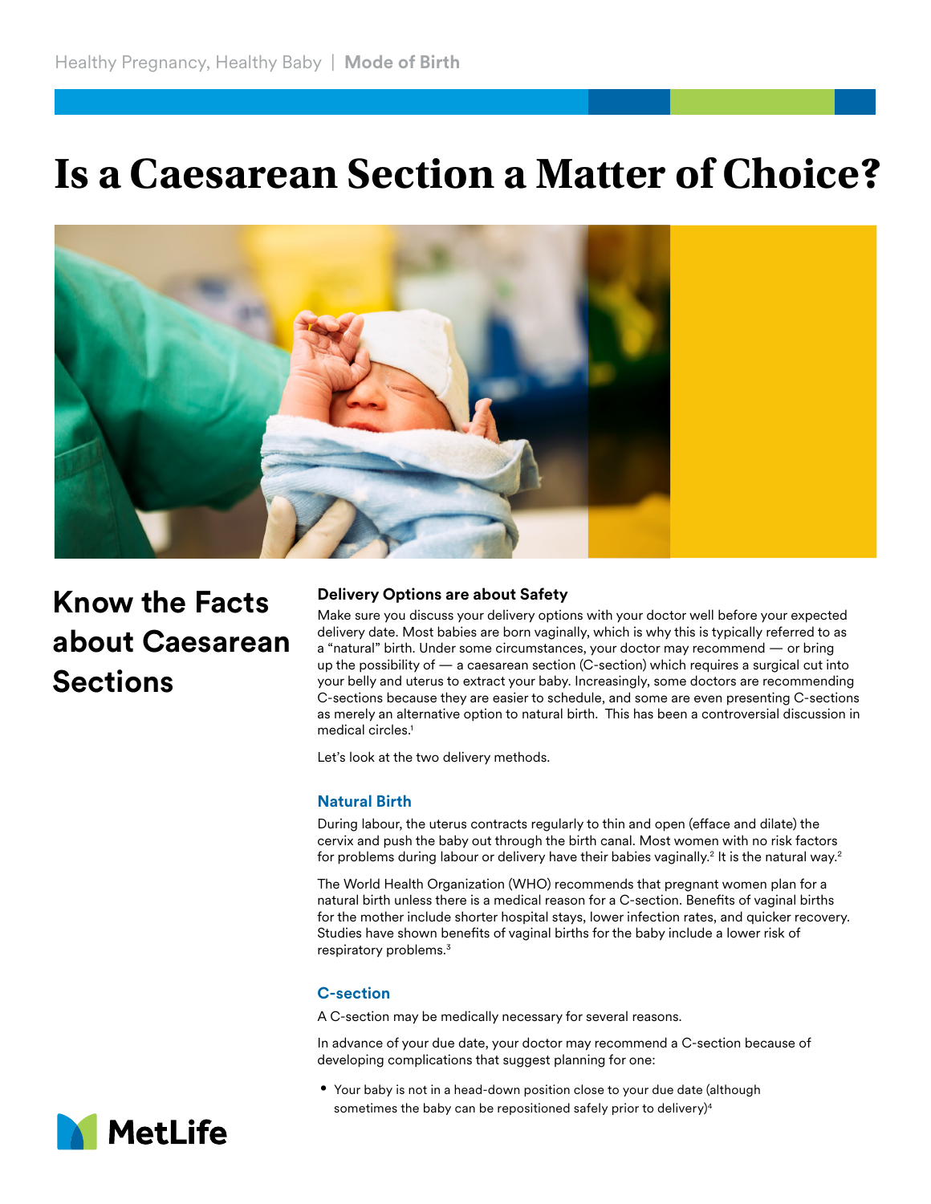Healthy Pregnancy, Healthy Baby | **Mode of Birth**

# Is a Caesarean Section a Matter of Choice?

## Know the Facts about Caesarean Sections

### Delivery Options are about Safety

Make sure you discuss your delivery options with your doctor well before your expected delivery date. Most babies are born vaginally, which is why this is typically referred to as a "natural" birth. Under some circumstances, your doctor may recommend — or bring up the possibility of — a caesarean section (C-section) which requires a surgical cut into your belly and uterus to extract your baby. Increasingly, some doctors are recommending C-sections because they are easier to schedule, and some are even presenting C-sections as merely an alternative option to natural birth. This has been a controversial discussion in medical circles.[1]

Let's look at the two delivery methods.

### Natural Birth

During labour, the uterus contracts regularly to thin and open (efface and dilate) the cervix and push the baby out through the birth canal. Most women with no risk factors for problems during labour or delivery have their babies vaginally.[2] It is the natural way.[2]

The World Health Organization (WHO) recommends that pregnant women plan for a natural birth unless there is a medical reason for a C-section. Benefits of vaginal births for the mother include shorter hospital stays, lower infection rates, and quicker recovery. Studies have shown benefits of vaginal births for the baby include a lower risk of respiratory problems.[3]

### C-section

A C-section may be medically necessary for several reasons.

In advance of your due date, your doctor may recommend a C-section because of developing complications that suggest planning for one:

- Your baby is not in a head-down position close to your due date (although sometimes the baby can be repositioned safely prior to delivery)[4]

MetLife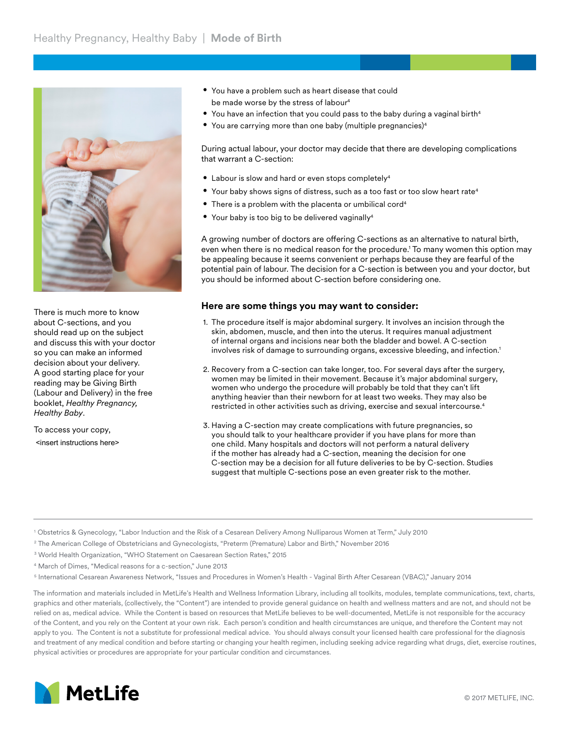There is much more to know about C-sections, and you should read up on the subject and discuss this with your doctor so you can make an informed decision about your delivery. A good starting place for your reading may be Giving Birth (Labour and Delivery) in the free booklet, *Healthy Pregnancy, Healthy Baby*.

To access your copy,
<insert instructions here>

- You have a problem such as heart disease that could be made worse by the stress of labour[4]
- You have an infection that you could pass to the baby during a vaginal birth[4]
- You are carrying more than one baby (multiple pregnancies)[4]

During actual labour, your doctor may decide that there are developing complications that warrant a C-section:

- Labour is slow and hard or even stops completely[4]
- Your baby shows signs of distress, such as a too fast or too slow heart rate[4]
- There is a problem with the placenta or umbilical cord[4]
- Your baby is too big to be delivered vaginally[4]

A growing number of doctors are offering C-sections as an alternative to natural birth, even when there is no medical reason for the procedure.[1] To many women this option may be appealing because it seems convenient or perhaps because they are fearful of the potential pain of labour. The decision for a C-section is between you and your doctor, but you should be informed about C-section before considering one.

### Here are some things you may want to consider:

1. The procedure itself is major abdominal surgery. It involves an incision through the skin, abdomen, muscle, and then into the uterus. It requires manual adjustment of internal organs and incisions near both the bladder and bowel. A C-section involves risk of damage to surrounding organs, excessive bleeding, and infection.[1]

2. Recovery from a C-section can take longer, too. For several days after the surgery, women may be limited in their movement. Because it's major abdominal surgery, women who undergo the procedure will probably be told that they can't lift anything heavier than their newborn for at least two weeks. They may also be restricted in other activities such as driving, exercise and sexual intercourse.[4]

3. Having a C-section may create complications with future pregnancies, so you should talk to your healthcare provider if you have plans for more than one child. Many hospitals and doctors will not perform a natural delivery if the mother has already had a C-section, meaning the decision for one C-section may be a decision for all future deliveries to be by C-section. Studies suggest that multiple C-sections pose an even greater risk to the mother.

---

[1] Obstetrics & Gynecology, "Labor Induction and the Risk of a Cesarean Delivery Among Nulliparous Women at Term," July 2010

[2] The American College of Obstetricians and Gynecologists, "Preterm (Premature) Labor and Birth," November 2016

[3] World Health Organization, "WHO Statement on Caesarean Section Rates," 2015

[4] March of Dimes, "Medical reasons for a c-section," June 2013

[5] International Cesarean Awareness Network, "Issues and Procedures in Women's Health - Vaginal Birth After Cesarean (VBAC)," January 2014

The information and materials included in MetLife's Health and Wellness Information Library, including all toolkits, modules, template communications, text, charts, graphics and other materials, (collectively, the "Content") are intended to provide general guidance on health and wellness matters and are not, and should not be relied on as, medical advice. While the Content is based on resources that MetLife believes to be well-documented, MetLife is not responsible for the accuracy of the Content, and you rely on the Content at your own risk. Each person's condition and health circumstances are unique, and therefore the Content may not apply to you. The Content is not a substitute for professional medical advice. You should always consult your licensed health care professional for the diagnosis and treatment of any medical condition and before starting or changing your health regimen, including seeking advice regarding what drugs, diet, exercise routines, physical activities or procedures are appropriate for your particular condition and circumstances.

MetLife

© 2017 METLIFE, INC.